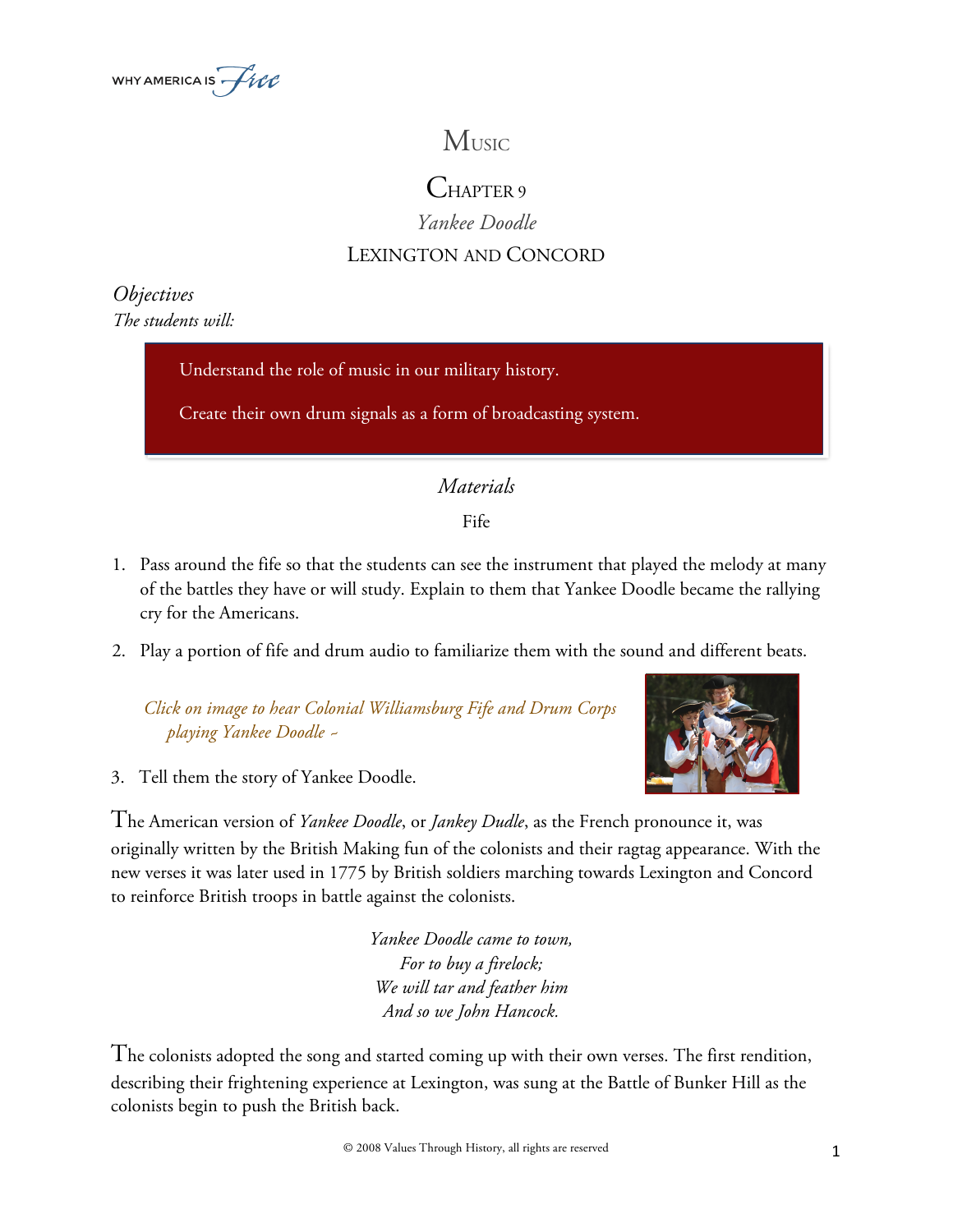# Music

## Chapter 9

### *Yankee Doodle*

### Lexington and Concord

*Objectives*

*The students will:*

Understand the role of music in our military history.

Create their own drum signals as a form of broadcasting system.

*Materials*

Fife

1. Pass around the fife so that the students can see the instrument that played the melody at many of the battles they have or will study. Explain to them that Yankee Doodle became the rallying cry for the Americans.
2. Play a portion of fife and drum audio to familiarize them with the sound and different beats.

   *Click on image to hear Colonial Williamsburg Fife and Drum Corps playing Yankee Doodle ~*

3. Tell them the story of Yankee Doodle.

The American version of *Yankee Doodle*, or *Jankey Dudle*, as the French pronounce it, was originally written by the British Making fun of the colonists and their ragtag appearance. With the new verses it was later used in 1775 by British soldiers marching towards Lexington and Concord to reinforce British troops in battle against the colonists.

*Yankee Doodle came to town,*
*For to buy a firelock;*
*We will tar and feather him*
*And so we John Hancock.*

The colonists adopted the song and started coming up with their own verses. The first rendition, describing their frightening experience at Lexington, was sung at the Battle of Bunker Hill as the colonists begin to push the British back.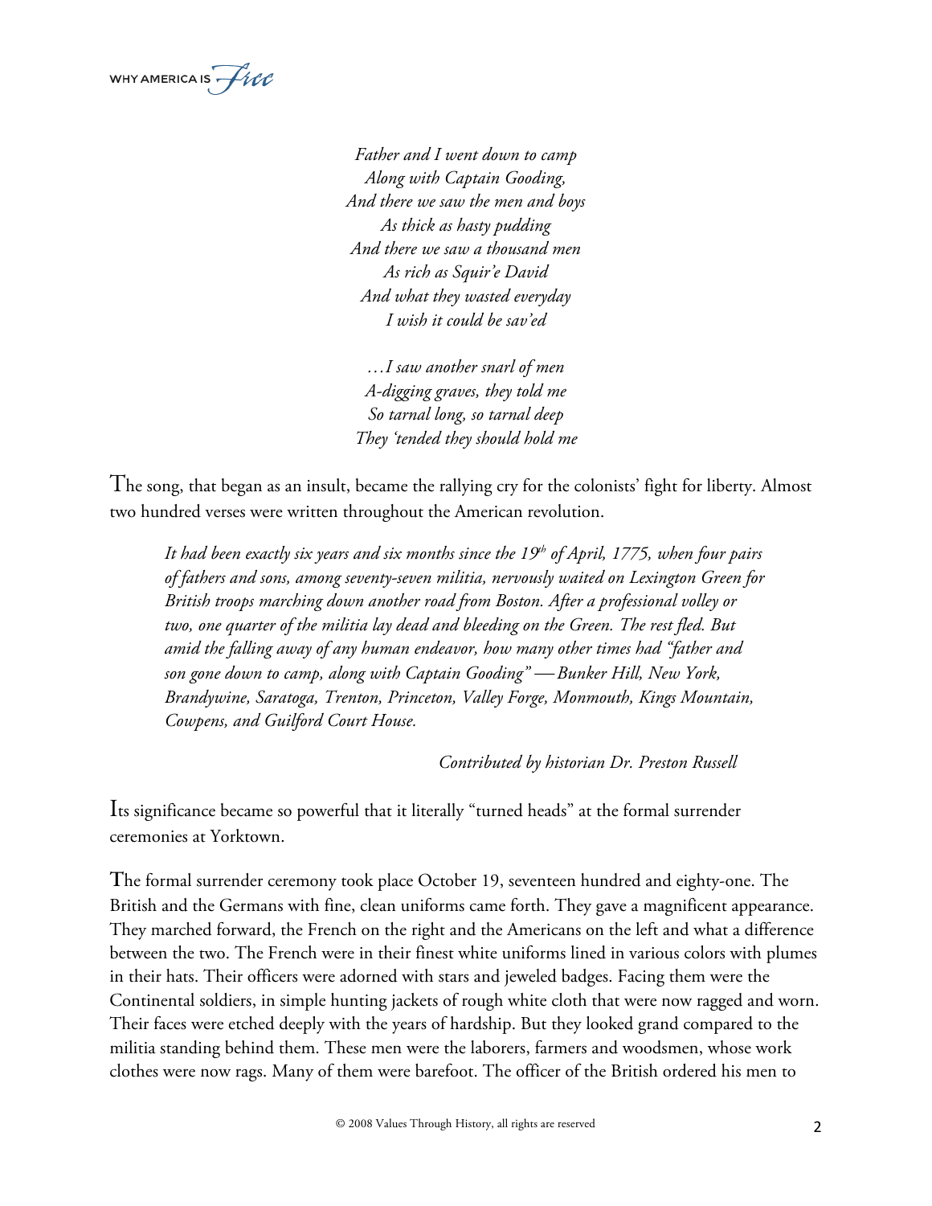*Father and I went down to camp*
*Along with Captain Gooding,*
*And there we saw the men and boys*
*As thick as hasty pudding*
*And there we saw a thousand men*
*As rich as Squir'e David*
*And what they wasted everyday*
*I wish it could be sav'ed*

*…I saw another snarl of men*
*A-digging graves, they told me*
*So tarnal long, so tarnal deep*
*They 'tended they should hold me*

The song, that began as an insult, became the rallying cry for the colonists' fight for liberty. Almost two hundred verses were written throughout the American revolution.

> *It had been exactly six years and six months since the 19th of April, 1775, when four pairs of fathers and sons, among seventy-seven militia, nervously waited on Lexington Green for British troops marching down another road from Boston. After a professional volley or two, one quarter of the militia lay dead and bleeding on the Green. The rest fled. But amid the falling away of any human endeavor, how many other times had "father and son gone down to camp, along with Captain Gooding" — Bunker Hill, New York, Brandywine, Saratoga, Trenton, Princeton, Valley Forge, Monmouth, Kings Mountain, Cowpens, and Guilford Court House.*
>
> *Contributed by historian Dr. Preston Russell*

Its significance became so powerful that it literally "turned heads" at the formal surrender ceremonies at Yorktown.

The formal surrender ceremony took place October 19, seventeen hundred and eighty-one. The British and the Germans with fine, clean uniforms came forth. They gave a magnificent appearance. They marched forward, the French on the right and the Americans on the left and what a difference between the two. The French were in their finest white uniforms lined in various colors with plumes in their hats. Their officers were adorned with stars and jeweled badges. Facing them were the Continental soldiers, in simple hunting jackets of rough white cloth that were now ragged and worn. Their faces were etched deeply with the years of hardship. But they looked grand compared to the militia standing behind them. These men were the laborers, farmers and woodsmen, whose work clothes were now rags. Many of them were barefoot. The officer of the British ordered his men to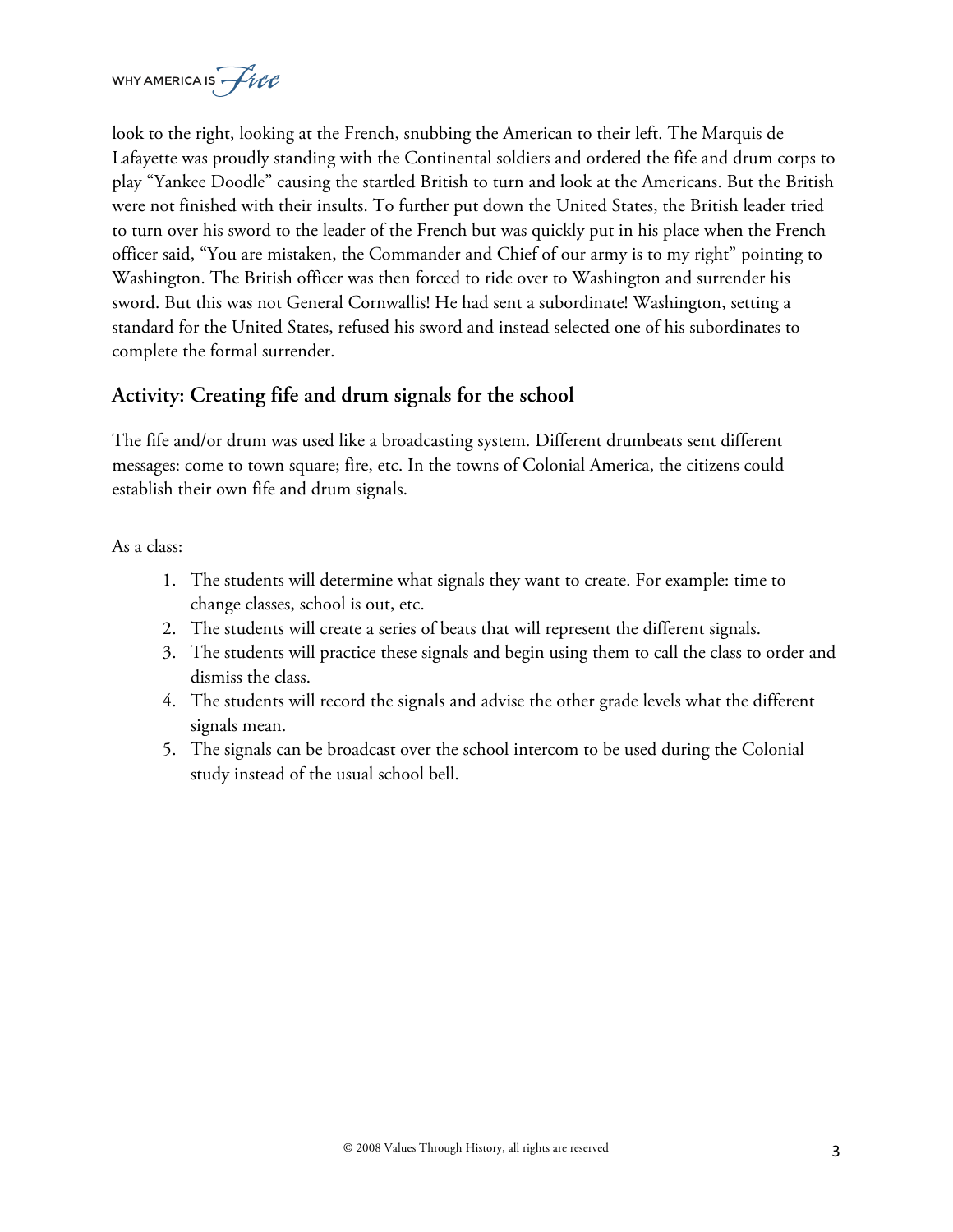look to the right, looking at the French, snubbing the American to their left. The Marquis de Lafayette was proudly standing with the Continental soldiers and ordered the fife and drum corps to play "Yankee Doodle" causing the startled British to turn and look at the Americans. But the British were not finished with their insults. To further put down the United States, the British leader tried to turn over his sword to the leader of the French but was quickly put in his place when the French officer said, "You are mistaken, the Commander and Chief of our army is to my right" pointing to Washington. The British officer was then forced to ride over to Washington and surrender his sword. But this was not General Cornwallis! He had sent a subordinate! Washington, setting a standard for the United States, refused his sword and instead selected one of his subordinates to complete the formal surrender.

## Activity: Creating fife and drum signals for the school

The fife and/or drum was used like a broadcasting system. Different drumbeats sent different messages: come to town square; fire, etc. In the towns of Colonial America, the citizens could establish their own fife and drum signals.

As a class:

1. The students will determine what signals they want to create. For example: time to change classes, school is out, etc.
2. The students will create a series of beats that will represent the different signals.
3. The students will practice these signals and begin using them to call the class to order and dismiss the class.
4. The students will record the signals and advise the other grade levels what the different signals mean.
5. The signals can be broadcast over the school intercom to be used during the Colonial study instead of the usual school bell.